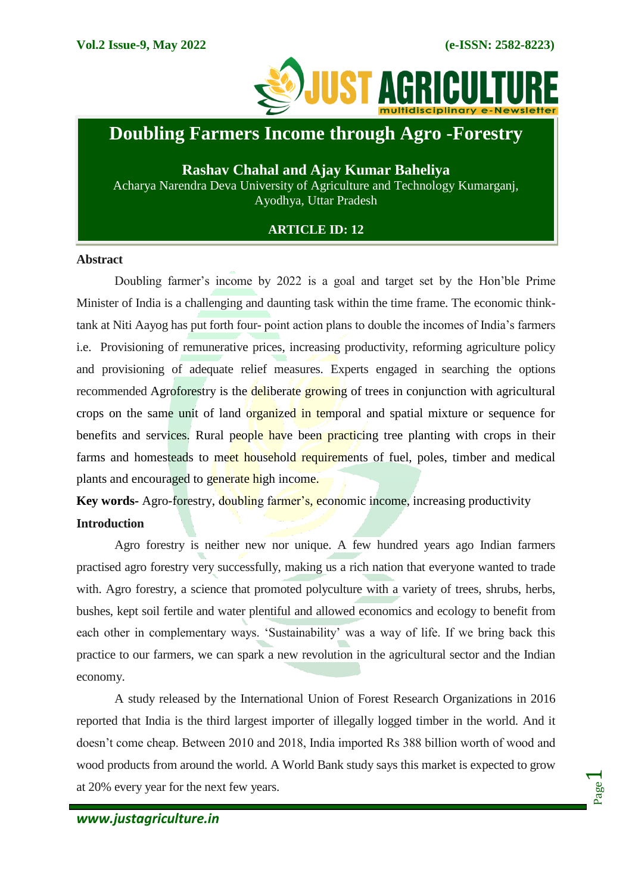# Doubling Farmers Income through Agro -Forestry

**Rashav Chahal and Ajay Kumar Baheliya**

Acharya Narendra Deva University of Agriculture and Technology Kumarganj, Ayodhya, Uttar Pradesh

**ARTICLE ID: 12**

## Abstract

Doubling farmer's income by 2022 is a goal and target set by the Hon'ble Prime Minister of India is a challenging and daunting task within the time frame. The economic think-tank at Niti Aayog has put forth four- point action plans to double the incomes of India's farmers i.e. Provisioning of remunerative prices, increasing productivity, reforming agriculture policy and provisioning of adequate relief measures. Experts engaged in searching the options recommended Agroforestry is the deliberate growing of trees in conjunction with agricultural crops on the same unit of land organized in temporal and spatial mixture or sequence for benefits and services. Rural people have been practicing tree planting with crops in their farms and homesteads to meet household requirements of fuel, poles, timber and medical plants and encouraged to generate high income.

**Key words-** Agro-forestry, doubling farmer's, economic income, increasing productivity

## Introduction

Agro forestry is neither new nor unique. A few hundred years ago Indian farmers practised agro forestry very successfully, making us a rich nation that everyone wanted to trade with. Agro forestry, a science that promoted polyculture with a variety of trees, shrubs, herbs, bushes, kept soil fertile and water plentiful and allowed economics and ecology to benefit from each other in complementary ways. 'Sustainability' was a way of life. If we bring back this practice to our farmers, we can spark a new revolution in the agricultural sector and the Indian economy.

A study released by the International Union of Forest Research Organizations in 2016 reported that India is the third largest importer of illegally logged timber in the world. And it doesn't come cheap. Between 2010 and 2018, India imported Rs 388 billion worth of wood and wood products from around the world. A World Bank study says this market is expected to grow at 20% every year for the next few years.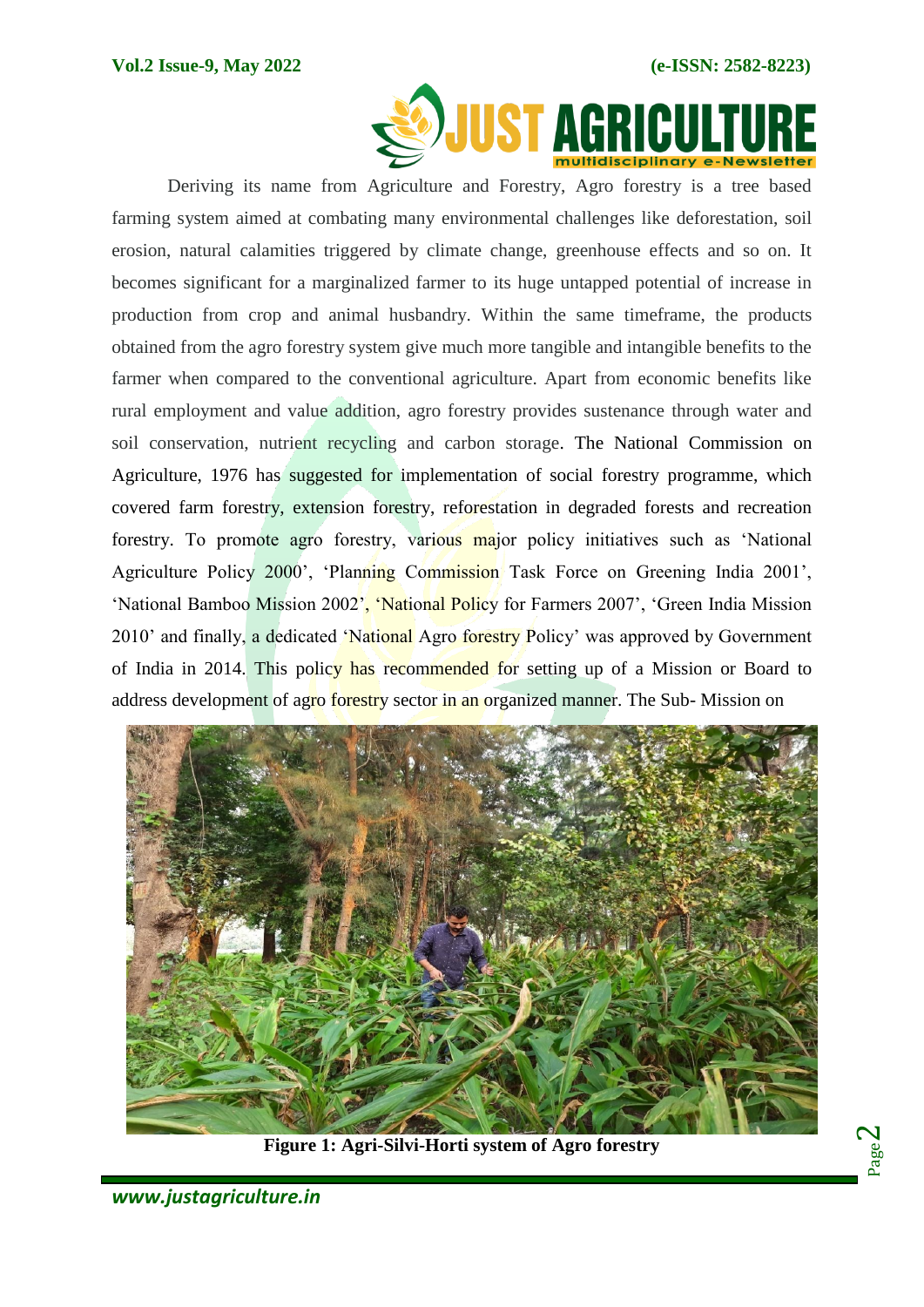Deriving its name from Agriculture and Forestry, Agro forestry is a tree based farming system aimed at combating many environmental challenges like deforestation, soil erosion, natural calamities triggered by climate change, greenhouse effects and so on. It becomes significant for a marginalized farmer to its huge untapped potential of increase in production from crop and animal husbandry. Within the same timeframe, the products obtained from the agro forestry system give much more tangible and intangible benefits to the farmer when compared to the conventional agriculture. Apart from economic benefits like rural employment and value addition, agro forestry provides sustenance through water and soil conservation, nutrient recycling and carbon storage. The National Commission on Agriculture, 1976 has suggested for implementation of social forestry programme, which covered farm forestry, extension forestry, reforestation in degraded forests and recreation forestry. To promote agro forestry, various major policy initiatives such as 'National Agriculture Policy 2000', 'Planning Commission Task Force on Greening India 2001', 'National Bamboo Mission 2002', 'National Policy for Farmers 2007', 'Green India Mission 2010' and finally, a dedicated 'National Agro forestry Policy' was approved by Government of India in 2014. This policy has recommended for setting up of a Mission or Board to address development of agro forestry sector in an organized manner. The Sub- Mission on

**Figure 1: Agri-Silvi-Horti system of Agro forestry**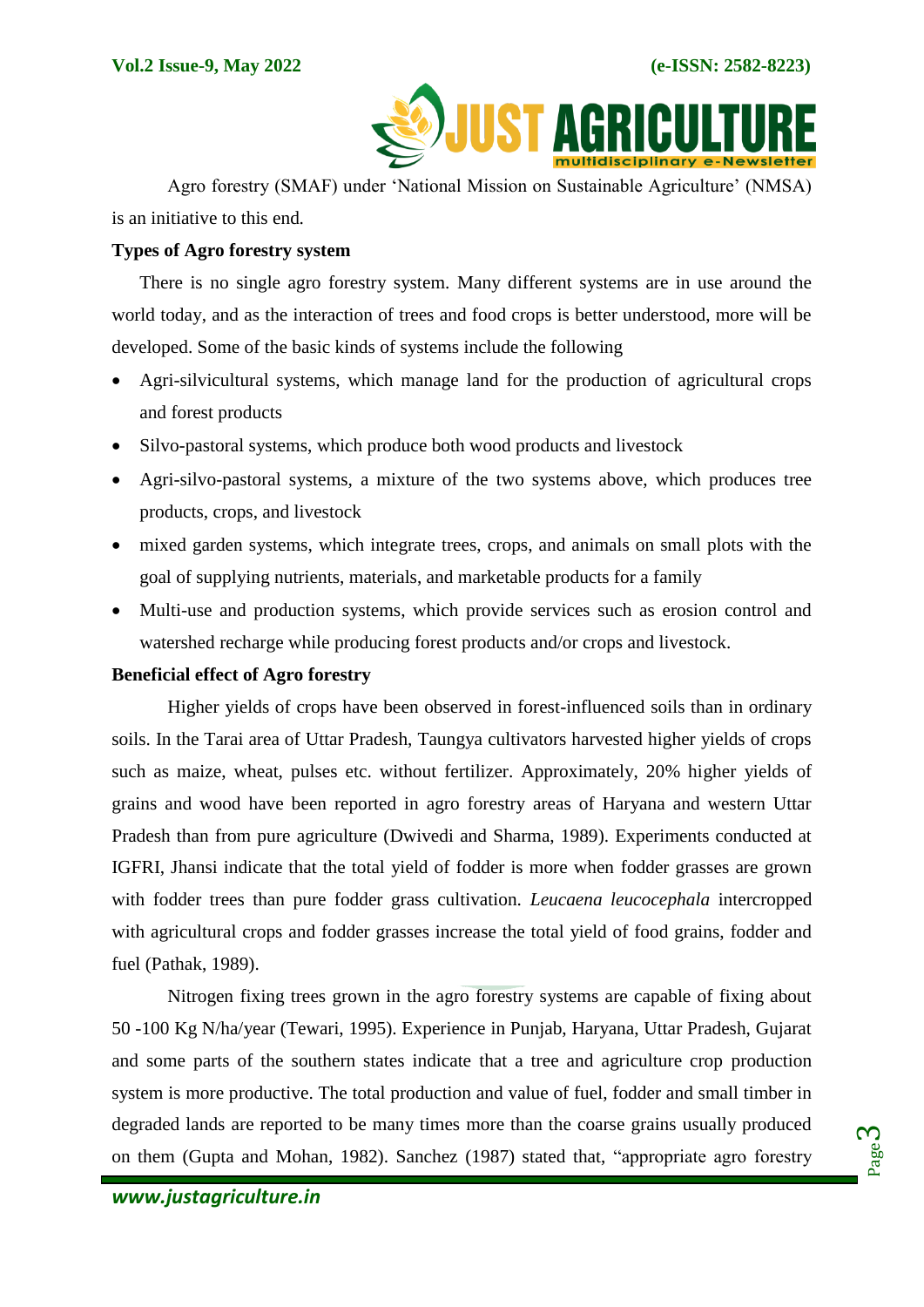Agro forestry (SMAF) under 'National Mission on Sustainable Agriculture' (NMSA) is an initiative to this end.

**Types of Agro forestry system**

There is no single agro forestry system. Many different systems are in use around the world today, and as the interaction of trees and food crops is better understood, more will be developed. Some of the basic kinds of systems include the following

- Agri-silvicultural systems, which manage land for the production of agricultural crops and forest products
- Silvo-pastoral systems, which produce both wood products and livestock
- Agri-silvo-pastoral systems, a mixture of the two systems above, which produces tree products, crops, and livestock
- mixed garden systems, which integrate trees, crops, and animals on small plots with the goal of supplying nutrients, materials, and marketable products for a family
- Multi-use and production systems, which provide services such as erosion control and watershed recharge while producing forest products and/or crops and livestock.

**Beneficial effect of Agro forestry**

Higher yields of crops have been observed in forest-influenced soils than in ordinary soils. In the Tarai area of Uttar Pradesh, Taungya cultivators harvested higher yields of crops such as maize, wheat, pulses etc. without fertilizer. Approximately, 20% higher yields of grains and wood have been reported in agro forestry areas of Haryana and western Uttar Pradesh than from pure agriculture (Dwivedi and Sharma, 1989). Experiments conducted at IGFRI, Jhansi indicate that the total yield of fodder is more when fodder grasses are grown with fodder trees than pure fodder grass cultivation. *Leucaena leucocephala* intercropped with agricultural crops and fodder grasses increase the total yield of food grains, fodder and fuel (Pathak, 1989).

Nitrogen fixing trees grown in the agro forestry systems are capable of fixing about 50 -100 Kg N/ha/year (Tewari, 1995). Experience in Punjab, Haryana, Uttar Pradesh, Gujarat and some parts of the southern states indicate that a tree and agriculture crop production system is more productive. The total production and value of fuel, fodder and small timber in degraded lands are reported to be many times more than the coarse grains usually produced on them (Gupta and Mohan, 1982). Sanchez (1987) stated that, "appropriate agro forestry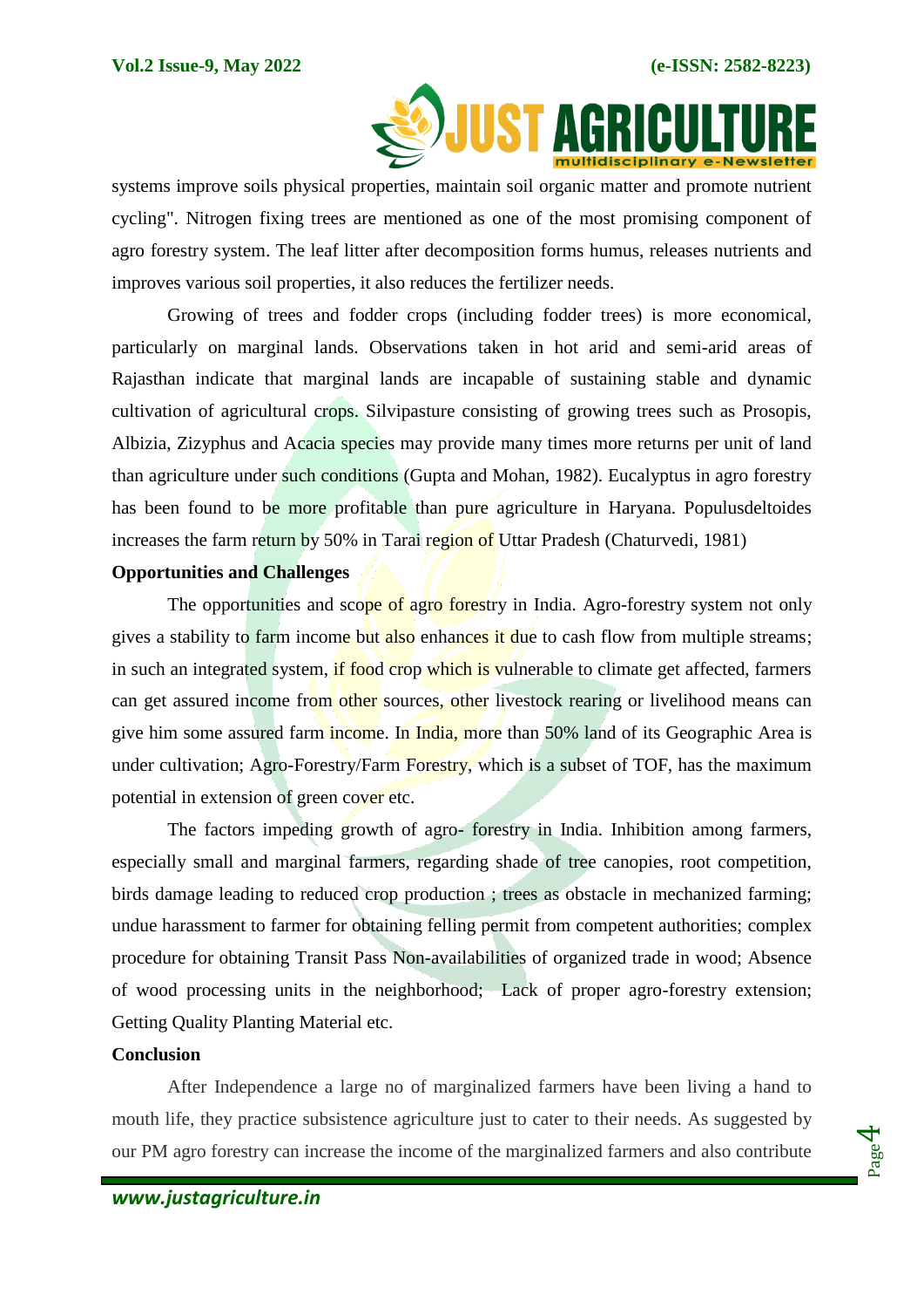systems improve soils physical properties, maintain soil organic matter and promote nutrient cycling". Nitrogen fixing trees are mentioned as one of the most promising component of agro forestry system. The leaf litter after decomposition forms humus, releases nutrients and improves various soil properties, it also reduces the fertilizer needs.

Growing of trees and fodder crops (including fodder trees) is more economical, particularly on marginal lands. Observations taken in hot arid and semi-arid areas of Rajasthan indicate that marginal lands are incapable of sustaining stable and dynamic cultivation of agricultural crops. Silvipasture consisting of growing trees such as Prosopis, Albizia, Zizyphus and Acacia species may provide many times more returns per unit of land than agriculture under such conditions (Gupta and Mohan, 1982). Eucalyptus in agro forestry has been found to be more profitable than pure agriculture in Haryana. Populusdeltoides increases the farm return by 50% in Tarai region of Uttar Pradesh (Chaturvedi, 1981)

**Opportunities and Challenges**

The opportunities and scope of agro forestry in India. Agro-forestry system not only gives a stability to farm income but also enhances it due to cash flow from multiple streams; in such an integrated system, if food crop which is vulnerable to climate get affected, farmers can get assured income from other sources, other livestock rearing or livelihood means can give him some assured farm income. In India, more than 50% land of its Geographic Area is under cultivation; Agro-Forestry/Farm Forestry, which is a subset of TOF, has the maximum potential in extension of green cover etc.

The factors impeding growth of agro- forestry in India. Inhibition among farmers, especially small and marginal farmers, regarding shade of tree canopies, root competition, birds damage leading to reduced crop production ; trees as obstacle in mechanized farming; undue harassment to farmer for obtaining felling permit from competent authorities; complex procedure for obtaining Transit Pass Non-availabilities of organized trade in wood; Absence of wood processing units in the neighborhood; Lack of proper agro-forestry extension; Getting Quality Planting Material etc.

**Conclusion**

After Independence a large no of marginalized farmers have been living a hand to mouth life, they practice subsistence agriculture just to cater to their needs. As suggested by our PM agro forestry can increase the income of the marginalized farmers and also contribute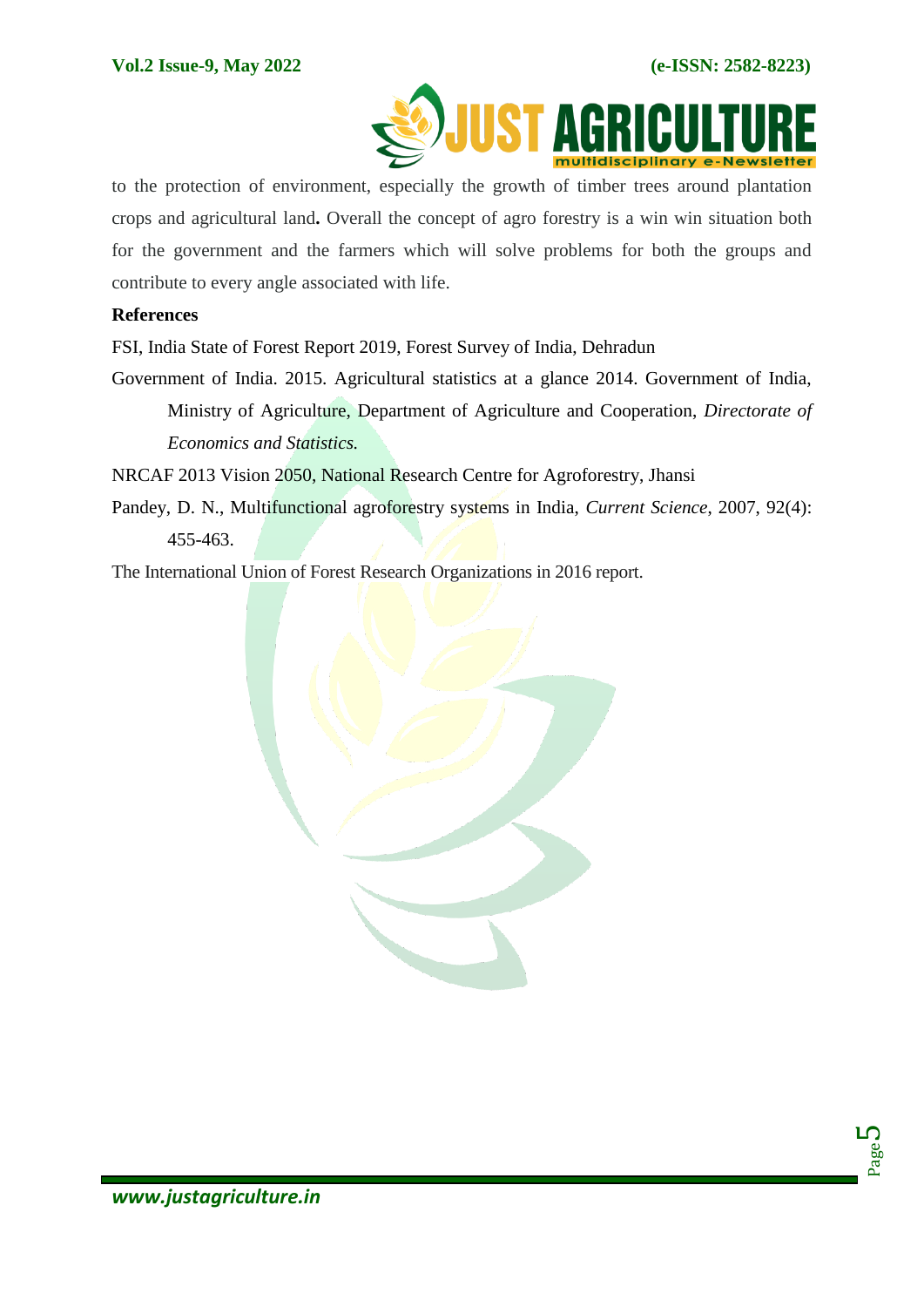to the protection of environment, especially the growth of timber trees around plantation crops and agricultural land**.** Overall the concept of agro forestry is a win win situation both for the government and the farmers which will solve problems for both the groups and contribute to every angle associated with life.

**References**

FSI, India State of Forest Report 2019, Forest Survey of India, Dehradun

Government of India. 2015. Agricultural statistics at a glance 2014. Government of India, Ministry of Agriculture, Department of Agriculture and Cooperation, *Directorate of Economics and Statistics.*

NRCAF 2013 Vision 2050, National Research Centre for Agroforestry, Jhansi

Pandey, D. N., Multifunctional agroforestry systems in India, *Current Science*, 2007, 92(4): 455-463.

The International Union of Forest Research Organizations in 2016 report.